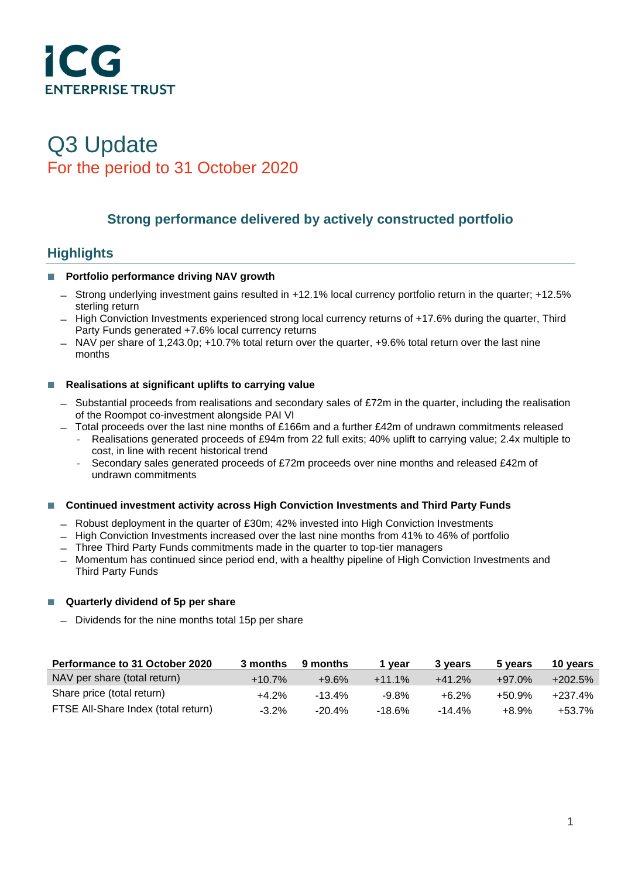ICG
ENTERPRISE TRUST

# Q3 Update

## For the period to 31 October 2020

### Strong performance delivered by actively constructed portfolio

## Highlights

- **Portfolio performance driving NAV growth**
  - Strong underlying investment gains resulted in +12.1% local currency portfolio return in the quarter; +12.5% sterling return
  - High Conviction Investments experienced strong local currency returns of +17.6% during the quarter, Third Party Funds generated +7.6% local currency returns
  - NAV per share of 1,243.0p; +10.7% total return over the quarter, +9.6% total return over the last nine months

- **Realisations at significant uplifts to carrying value**
  - Substantial proceeds from realisations and secondary sales of £72m in the quarter, including the realisation of the Roompot co-investment alongside PAI VI
  - Total proceeds over the last nine months of £166m and a further £42m of undrawn commitments released
    - Realisations generated proceeds of £94m from 22 full exits; 40% uplift to carrying value; 2.4x multiple to cost, in line with recent historical trend
    - Secondary sales generated proceeds of £72m proceeds over nine months and released £42m of undrawn commitments

- **Continued investment activity across High Conviction Investments and Third Party Funds**
  - Robust deployment in the quarter of £30m; 42% invested into High Conviction Investments
  - High Conviction Investments increased over the last nine months from 41% to 46% of portfolio
  - Three Third Party Funds commitments made in the quarter to top-tier managers
  - Momentum has continued since period end, with a healthy pipeline of High Conviction Investments and Third Party Funds

- **Quarterly dividend of 5p per share**
  - Dividends for the nine months total 15p per share

| Performance to 31 October 2020 | 3 months | 9 months | 1 year | 3 years | 5 years | 10 years |
|---|---|---|---|---|---|---|
| NAV per share (total return) | +10.7% | +9.6% | +11.1% | +41.2% | +97.0% | +202.5% |
| Share price (total return) | +4.2% | -13.4% | -9.8% | +6.2% | +50.9% | +237.4% |
| FTSE All-Share Index (total return) | -3.2% | -20.4% | -18.6% | -14.4% | +8.9% | +53.7% |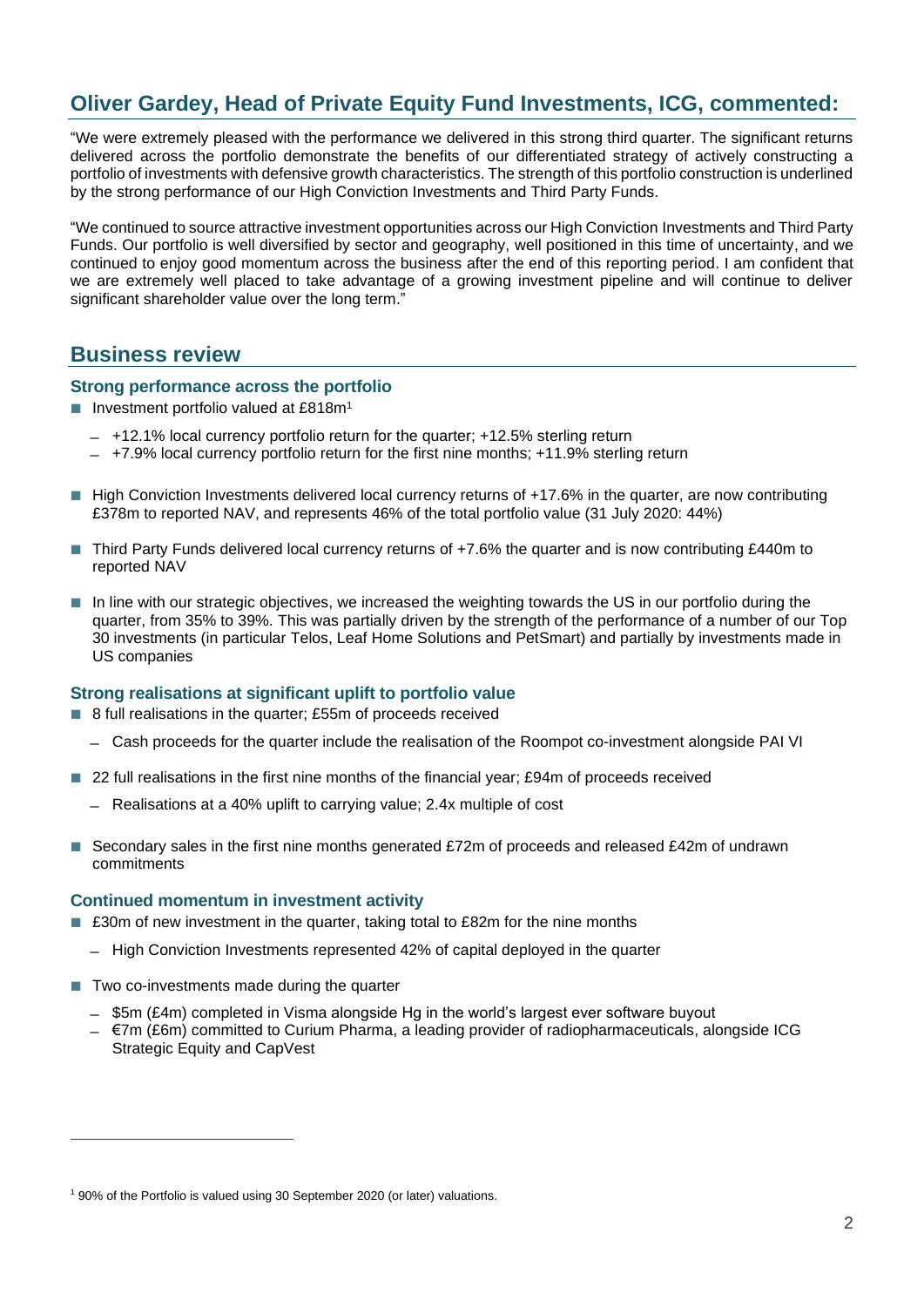## Oliver Gardey, Head of Private Equity Fund Investments, ICG, commented:

"We were extremely pleased with the performance we delivered in this strong third quarter. The significant returns delivered across the portfolio demonstrate the benefits of our differentiated strategy of actively constructing a portfolio of investments with defensive growth characteristics. The strength of this portfolio construction is underlined by the strong performance of our High Conviction Investments and Third Party Funds.

"We continued to source attractive investment opportunities across our High Conviction Investments and Third Party Funds. Our portfolio is well diversified by sector and geography, well positioned in this time of uncertainty, and we continued to enjoy good momentum across the business after the end of this reporting period. I am confident that we are extremely well placed to take advantage of a growing investment pipeline and will continue to deliver significant shareholder value over the long term."

## Business review

### Strong performance across the portfolio

- Investment portfolio valued at £818m[1]
  - +12.1% local currency portfolio return for the quarter; +12.5% sterling return
  - +7.9% local currency portfolio return for the first nine months; +11.9% sterling return
- High Conviction Investments delivered local currency returns of +17.6% in the quarter, are now contributing £378m to reported NAV, and represents 46% of the total portfolio value (31 July 2020: 44%)
- Third Party Funds delivered local currency returns of +7.6% the quarter and is now contributing £440m to reported NAV
- In line with our strategic objectives, we increased the weighting towards the US in our portfolio during the quarter, from 35% to 39%. This was partially driven by the strength of the performance of a number of our Top 30 investments (in particular Telos, Leaf Home Solutions and PetSmart) and partially by investments made in US companies

### Strong realisations at significant uplift to portfolio value

- 8 full realisations in the quarter; £55m of proceeds received
  - Cash proceeds for the quarter include the realisation of the Roompot co-investment alongside PAI VI
- 22 full realisations in the first nine months of the financial year; £94m of proceeds received
  - Realisations at a 40% uplift to carrying value; 2.4x multiple of cost
- Secondary sales in the first nine months generated £72m of proceeds and released £42m of undrawn commitments

### Continued momentum in investment activity

- £30m of new investment in the quarter, taking total to £82m for the nine months
  - High Conviction Investments represented 42% of capital deployed in the quarter
- Two co-investments made during the quarter
  - $5m (£4m) completed in Visma alongside Hg in the world's largest ever software buyout
  - €7m (£6m) committed to Curium Pharma, a leading provider of radiopharmaceuticals, alongside ICG Strategic Equity and CapVest

[1] 90% of the Portfolio is valued using 30 September 2020 (or later) valuations.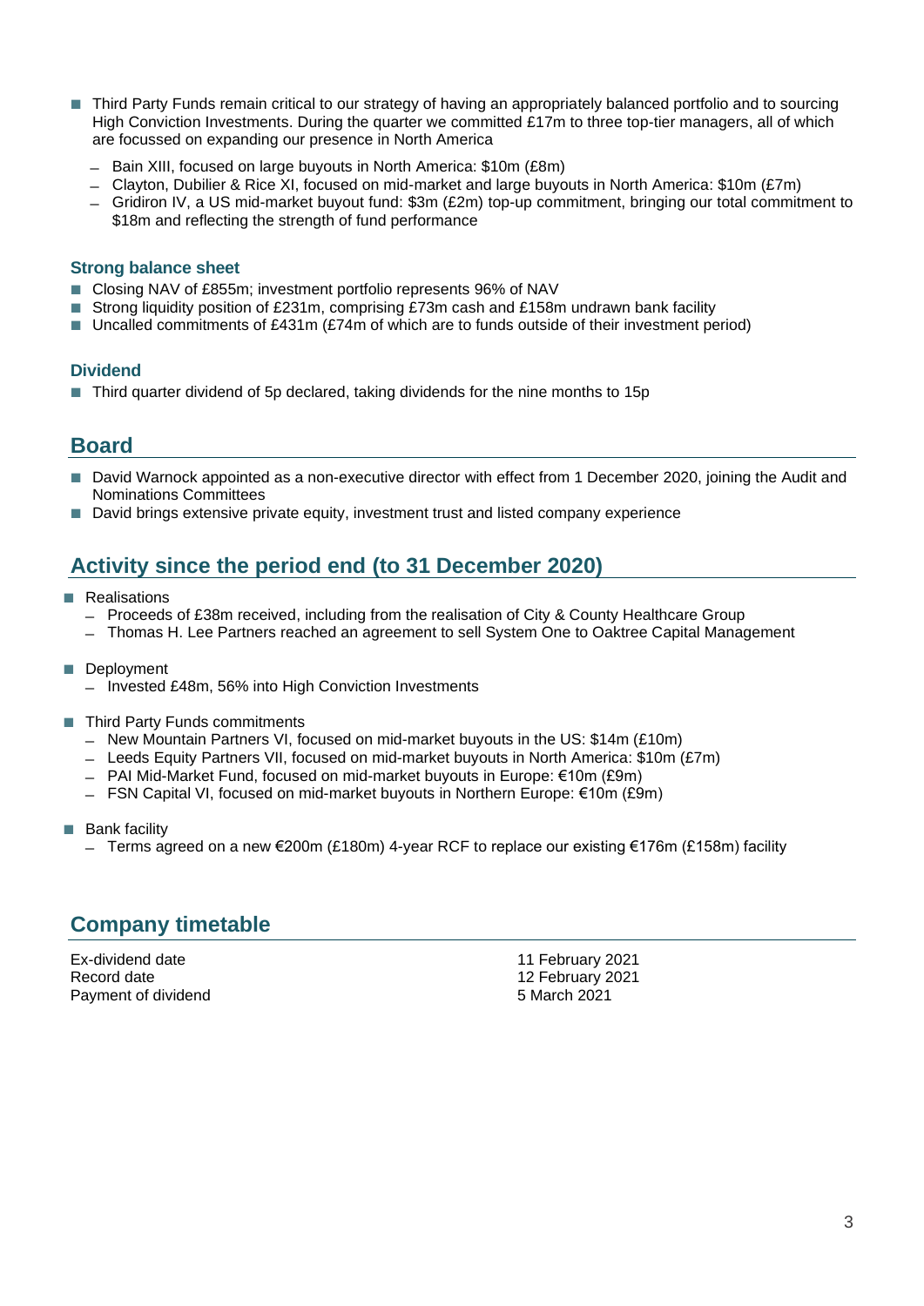- Third Party Funds remain critical to our strategy of having an appropriately balanced portfolio and to sourcing High Conviction Investments. During the quarter we committed £17m to three top-tier managers, all of which are focussed on expanding our presence in North America
  - Bain XIII, focused on large buyouts in North America: $10m (£8m)
  - Clayton, Dubilier & Rice XI, focused on mid-market and large buyouts in North America: $10m (£7m)
  - Gridiron IV, a US mid-market buyout fund: $3m (£2m) top-up commitment, bringing our total commitment to $18m and reflecting the strength of fund performance

### Strong balance sheet

- Closing NAV of £855m; investment portfolio represents 96% of NAV
- Strong liquidity position of £231m, comprising £73m cash and £158m undrawn bank facility
- Uncalled commitments of £431m (£74m of which are to funds outside of their investment period)

### Dividend

- Third quarter dividend of 5p declared, taking dividends for the nine months to 15p

## Board

- David Warnock appointed as a non-executive director with effect from 1 December 2020, joining the Audit and Nominations Committees
- David brings extensive private equity, investment trust and listed company experience

## Activity since the period end (to 31 December 2020)

- Realisations
  - Proceeds of £38m received, including from the realisation of City & County Healthcare Group
  - Thomas H. Lee Partners reached an agreement to sell System One to Oaktree Capital Management
- Deployment
  - Invested £48m, 56% into High Conviction Investments
- Third Party Funds commitments
  - New Mountain Partners VI, focused on mid-market buyouts in the US: $14m (£10m)
  - Leeds Equity Partners VII, focused on mid-market buyouts in North America: $10m (£7m)
  - PAI Mid-Market Fund, focused on mid-market buyouts in Europe: €10m (£9m)
  - FSN Capital VI, focused on mid-market buyouts in Northern Europe: €10m (£9m)
- Bank facility
  - Terms agreed on a new €200m (£180m) 4-year RCF to replace our existing €176m (£158m) facility

## Company timetable

| | |
|---|---|
| Ex-dividend date | 11 February 2021 |
| Record date | 12 February 2021 |
| Payment of dividend | 5 March 2021 |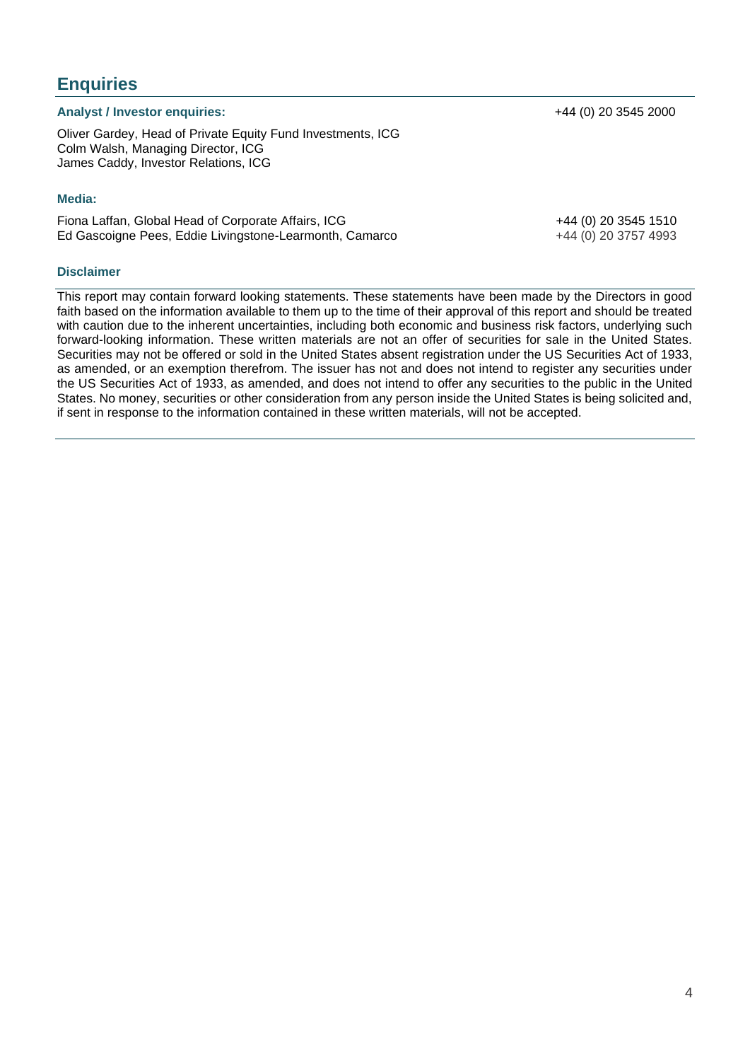## Enquiries

### Analyst / Investor enquiries:

+44 (0) 20 3545 2000

Oliver Gardey, Head of Private Equity Fund Investments, ICG
Colm Walsh, Managing Director, ICG
James Caddy, Investor Relations, ICG

### Media:

| | |
|---|---|
| Fiona Laffan, Global Head of Corporate Affairs, ICG | +44 (0) 20 3545 1510 |
| Ed Gascoigne Pees, Eddie Livingstone-Learmonth, Camarco | +44 (0) 20 3757 4993 |

### Disclaimer

This report may contain forward looking statements. These statements have been made by the Directors in good faith based on the information available to them up to the time of their approval of this report and should be treated with caution due to the inherent uncertainties, including both economic and business risk factors, underlying such forward-looking information. These written materials are not an offer of securities for sale in the United States. Securities may not be offered or sold in the United States absent registration under the US Securities Act of 1933, as amended, or an exemption therefrom. The issuer has not and does not intend to register any securities under the US Securities Act of 1933, as amended, and does not intend to offer any securities to the public in the United States. No money, securities or other consideration from any person inside the United States is being solicited and, if sent in response to the information contained in these written materials, will not be accepted.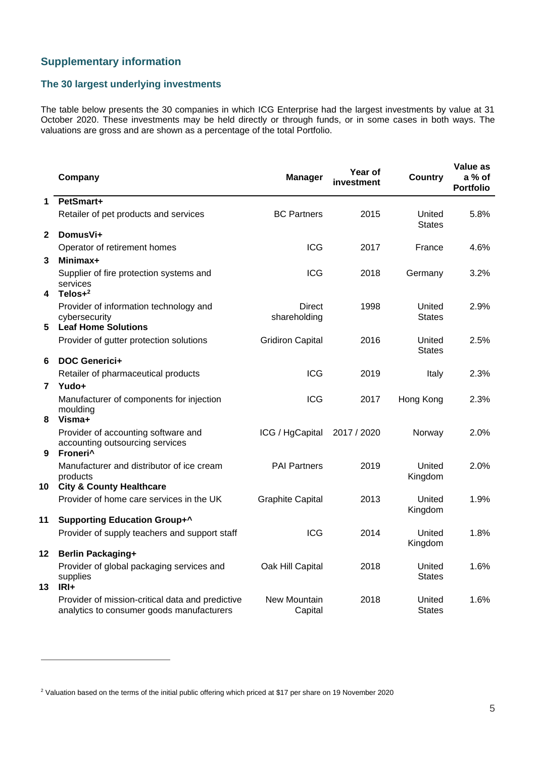## Supplementary information

### The 30 largest underlying investments

The table below presents the 30 companies in which ICG Enterprise had the largest investments by value at 31 October 2020. These investments may be held directly or through funds, or in some cases in both ways. The valuations are gross and are shown as a percentage of the total Portfolio.

| | Company | Manager | Year of investment | Country | Value as a % of Portfolio |
|---|---|---|---|---|---|
| 1 | **PetSmart+** | | | | |
| | Retailer of pet products and services | BC Partners | 2015 | United States | 5.8% |
| 2 | **DomusVi+** | | | | |
| | Operator of retirement homes | ICG | 2017 | France | 4.6% |
| 3 | **Minimax+** | | | | |
| | Supplier of fire protection systems and services | ICG | 2018 | Germany | 3.2% |
| 4 | **Telos+[2]** | | | | |
| | Provider of information technology and cybersecurity | Direct shareholding | 1998 | United States | 2.9% |
| 5 | **Leaf Home Solutions** | | | | |
| | Provider of gutter protection solutions | Gridiron Capital | 2016 | United States | 2.5% |
| 6 | **DOC Generici+** | | | | |
| | Retailer of pharmaceutical products | ICG | 2019 | Italy | 2.3% |
| 7 | **Yudo+** | | | | |
| | Manufacturer of components for injection moulding | ICG | 2017 | Hong Kong | 2.3% |
| 8 | **Visma+** | | | | |
| | Provider of accounting software and accounting outsourcing services | ICG / HgCapital | 2017 / 2020 | Norway | 2.0% |
| 9 | **Froneri^** | | | | |
| | Manufacturer and distributor of ice cream products | PAI Partners | 2019 | United Kingdom | 2.0% |
| 10 | **City & County Healthcare** | | | | |
| | Provider of home care services in the UK | Graphite Capital | 2013 | United Kingdom | 1.9% |
| 11 | **Supporting Education Group+^** | | | | |
| | Provider of supply teachers and support staff | ICG | 2014 | United Kingdom | 1.8% |
| 12 | **Berlin Packaging+** | | | | |
| | Provider of global packaging services and supplies | Oak Hill Capital | 2018 | United States | 1.6% |
| 13 | **IRI+** | | | | |
| | Provider of mission-critical data and predictive analytics to consumer goods manufacturers | New Mountain Capital | 2018 | United States | 1.6% |

[2] Valuation based on the terms of the initial public offering which priced at $17 per share on 19 November 2020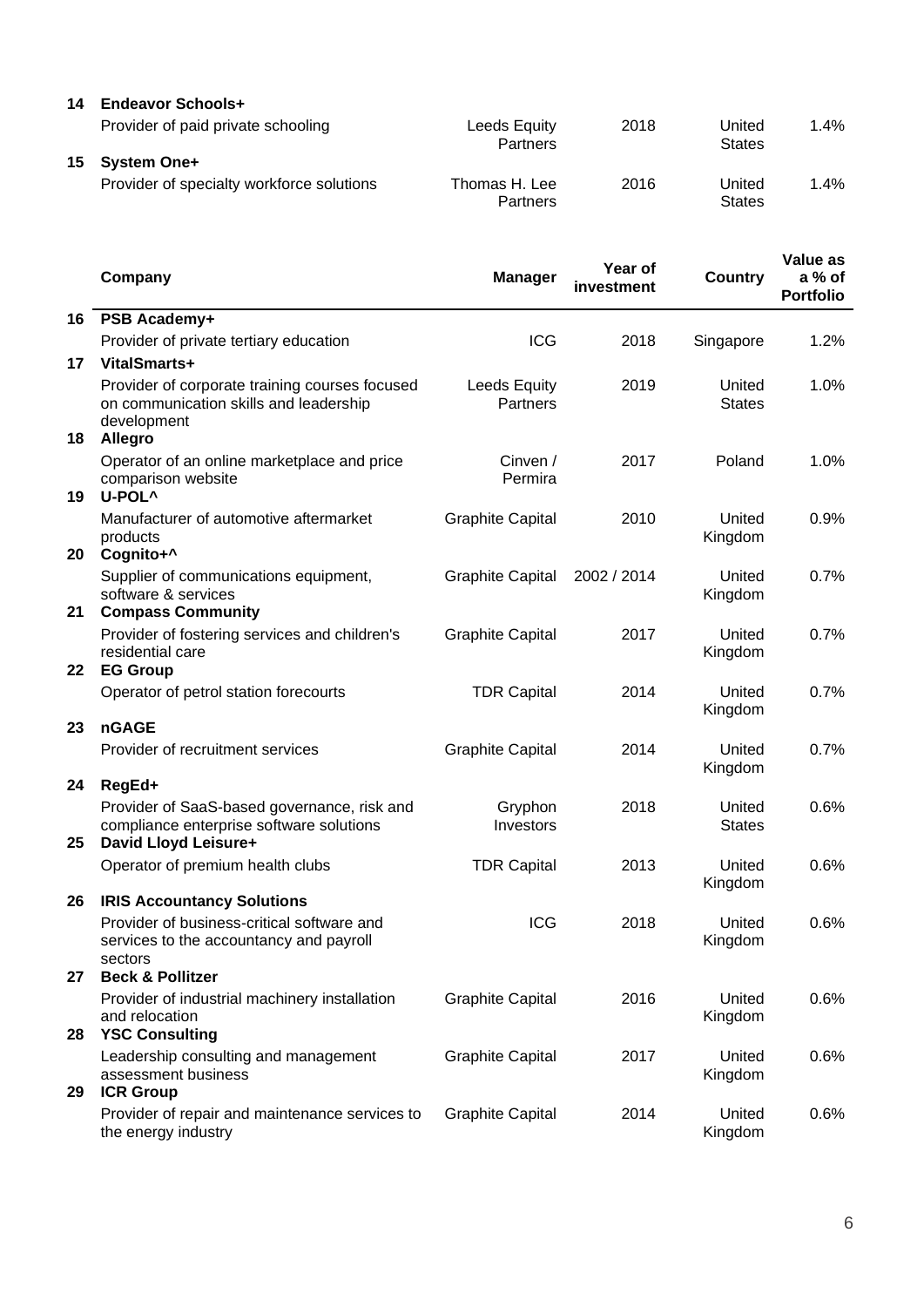| | Company | Manager | Year of investment | Country | Value as a % of Portfolio |
|---|---|---|---|---|---|
| 14 | **Endeavor Schools+** | | | | |
| | Provider of paid private schooling | Leeds Equity Partners | 2018 | United States | 1.4% |
| 15 | **System One+** | | | | |
| | Provider of specialty workforce solutions | Thomas H. Lee Partners | 2016 | United States | 1.4% |
| 16 | **PSB Academy+** | | | | |
| | Provider of private tertiary education | ICG | 2018 | Singapore | 1.2% |
| 17 | **VitalSmarts+** | | | | |
| | Provider of corporate training courses focused on communication skills and leadership development | Leeds Equity Partners | 2019 | United States | 1.0% |
| 18 | **Allegro** | | | | |
| | Operator of an online marketplace and price comparison website | Cinven / Permira | 2017 | Poland | 1.0% |
| 19 | **U-POL^** | | | | |
| | Manufacturer of automotive aftermarket products | Graphite Capital | 2010 | United Kingdom | 0.9% |
| 20 | **Cognito+^** | | | | |
| | Supplier of communications equipment, software & services | Graphite Capital | 2002 / 2014 | United Kingdom | 0.7% |
| 21 | **Compass Community** | | | | |
| | Provider of fostering services and children's residential care | Graphite Capital | 2017 | United Kingdom | 0.7% |
| 22 | **EG Group** | | | | |
| | Operator of petrol station forecourts | TDR Capital | 2014 | United Kingdom | 0.7% |
| 23 | **nGAGE** | | | | |
| | Provider of recruitment services | Graphite Capital | 2014 | United Kingdom | 0.7% |
| 24 | **RegEd+** | | | | |
| | Provider of SaaS-based governance, risk and compliance enterprise software solutions | Gryphon Investors | 2018 | United States | 0.6% |
| 25 | **David Lloyd Leisure+** | | | | |
| | Operator of premium health clubs | TDR Capital | 2013 | United Kingdom | 0.6% |
| 26 | **IRIS Accountancy Solutions** | | | | |
| | Provider of business-critical software and services to the accountancy and payroll sectors | ICG | 2018 | United Kingdom | 0.6% |
| 27 | **Beck & Pollitzer** | | | | |
| | Provider of industrial machinery installation and relocation | Graphite Capital | 2016 | United Kingdom | 0.6% |
| 28 | **YSC Consulting** | | | | |
| | Leadership consulting and management assessment business | Graphite Capital | 2017 | United Kingdom | 0.6% |
| 29 | **ICR Group** | | | | |
| | Provider of repair and maintenance services to the energy industry | Graphite Capital | 2014 | United Kingdom | 0.6% |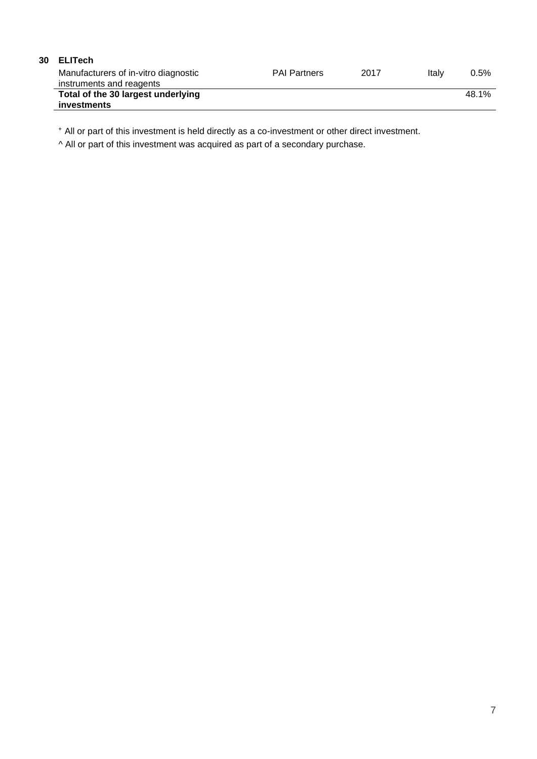| | | | | | |
|---|---|---|---|---|---|
| **30** | **ELITech** | | | | |
| | Manufacturers of in-vitro diagnostic instruments and reagents | PAI Partners | 2017 | Italy | 0.5% |
| | **Total of the 30 largest underlying investments** | | | | 48.1% |

⁺ All or part of this investment is held directly as a co-investment or other direct investment.

^ All or part of this investment was acquired as part of a secondary purchase.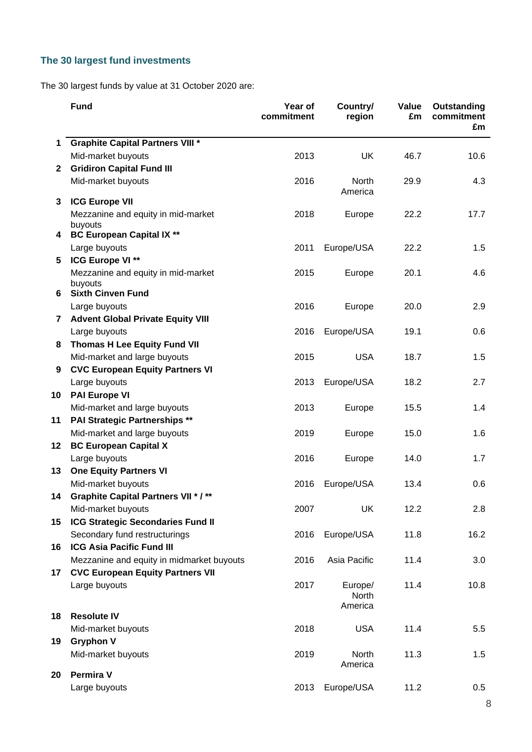## The 30 largest fund investments

The 30 largest funds by value at 31 October 2020 are:

| | Fund | Year of commitment | Country/ region | Value £m | Outstanding commitment £m |
|---|---|---|---|---|---|
| 1 | **Graphite Capital Partners VIII *** | | | | |
| | Mid-market buyouts | 2013 | UK | 46.7 | 10.6 |
| 2 | **Gridiron Capital Fund III** | | | | |
| | Mid-market buyouts | 2016 | North America | 29.9 | 4.3 |
| 3 | **ICG Europe VII** | | | | |
| | Mezzanine and equity in mid-market buyouts | 2018 | Europe | 22.2 | 17.7 |
| 4 | **BC European Capital IX **** | | | | |
| | Large buyouts | 2011 | Europe/USA | 22.2 | 1.5 |
| 5 | **ICG Europe VI **** | | | | |
| | Mezzanine and equity in mid-market buyouts | 2015 | Europe | 20.1 | 4.6 |
| 6 | **Sixth Cinven Fund** | | | | |
| | Large buyouts | 2016 | Europe | 20.0 | 2.9 |
| 7 | **Advent Global Private Equity VIII** | | | | |
| | Large buyouts | 2016 | Europe/USA | 19.1 | 0.6 |
| 8 | **Thomas H Lee Equity Fund VII** | | | | |
| | Mid-market and large buyouts | 2015 | USA | 18.7 | 1.5 |
| 9 | **CVC European Equity Partners VI** | | | | |
| | Large buyouts | 2013 | Europe/USA | 18.2 | 2.7 |
| 10 | **PAI Europe VI** | | | | |
| | Mid-market and large buyouts | 2013 | Europe | 15.5 | 1.4 |
| 11 | **PAI Strategic Partnerships **** | | | | |
| | Mid-market and large buyouts | 2019 | Europe | 15.0 | 1.6 |
| 12 | **BC European Capital X** | | | | |
| | Large buyouts | 2016 | Europe | 14.0 | 1.7 |
| 13 | **One Equity Partners VI** | | | | |
| | Mid-market buyouts | 2016 | Europe/USA | 13.4 | 0.6 |
| 14 | **Graphite Capital Partners VII * / **** | | | | |
| | Mid-market buyouts | 2007 | UK | 12.2 | 2.8 |
| 15 | **ICG Strategic Secondaries Fund II** | | | | |
| | Secondary fund restructurings | 2016 | Europe/USA | 11.8 | 16.2 |
| 16 | **ICG Asia Pacific Fund III** | | | | |
| | Mezzanine and equity in midmarket buyouts | 2016 | Asia Pacific | 11.4 | 3.0 |
| 17 | **CVC European Equity Partners VII** | | | | |
| | Large buyouts | 2017 | Europe/ North America | 11.4 | 10.8 |
| 18 | **Resolute IV** | | | | |
| | Mid-market buyouts | 2018 | USA | 11.4 | 5.5 |
| 19 | **Gryphon V** | | | | |
| | Mid-market buyouts | 2019 | North America | 11.3 | 1.5 |
| 20 | **Permira V** | | | | |
| | Large buyouts | 2013 | Europe/USA | 11.2 | 0.5 |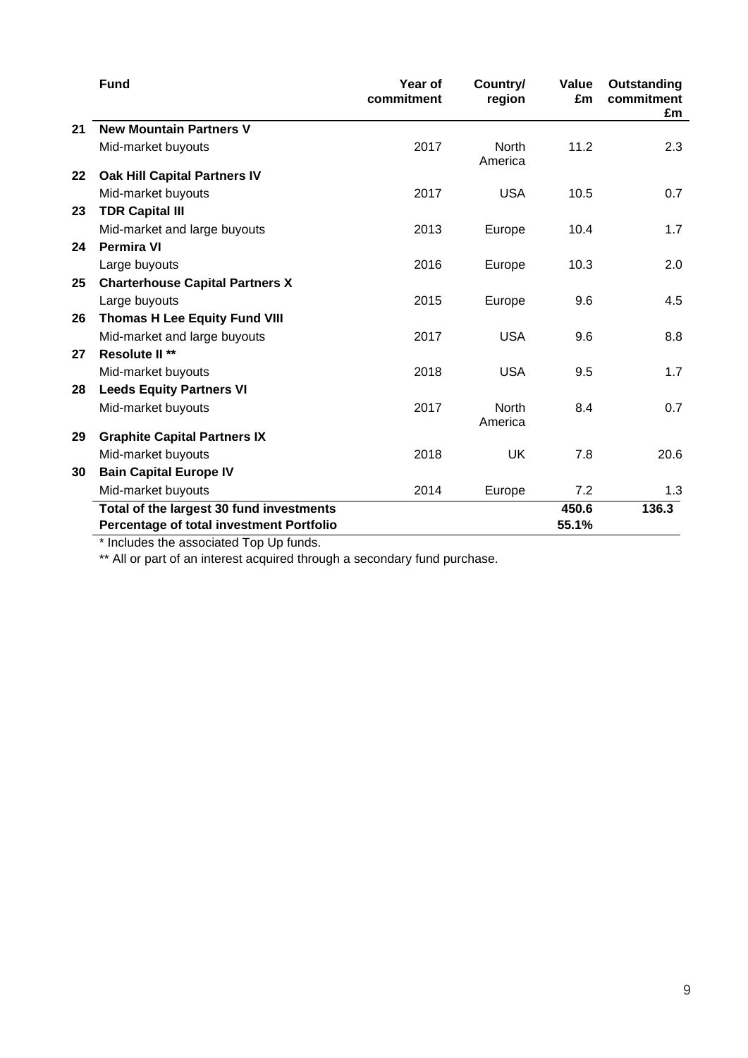| | Fund | Year of commitment | Country/ region | Value £m | Outstanding commitment £m |
|---|---|---|---|---|---|
| 21 | **New Mountain Partners V** | | | | |
| | Mid-market buyouts | 2017 | North America | 11.2 | 2.3 |
| 22 | **Oak Hill Capital Partners IV** | | | | |
| | Mid-market buyouts | 2017 | USA | 10.5 | 0.7 |
| 23 | **TDR Capital III** | | | | |
| | Mid-market and large buyouts | 2013 | Europe | 10.4 | 1.7 |
| 24 | **Permira VI** | | | | |
| | Large buyouts | 2016 | Europe | 10.3 | 2.0 |
| 25 | **Charterhouse Capital Partners X** | | | | |
| | Large buyouts | 2015 | Europe | 9.6 | 4.5 |
| 26 | **Thomas H Lee Equity Fund VIII** | | | | |
| | Mid-market and large buyouts | 2017 | USA | 9.6 | 8.8 |
| 27 | **Resolute II \*\*** | | | | |
| | Mid-market buyouts | 2018 | USA | 9.5 | 1.7 |
| 28 | **Leeds Equity Partners VI** | | | | |
| | Mid-market buyouts | 2017 | North America | 8.4 | 0.7 |
| 29 | **Graphite Capital Partners IX** | | | | |
| | Mid-market buyouts | 2018 | UK | 7.8 | 20.6 |
| 30 | **Bain Capital Europe IV** | | | | |
| | Mid-market buyouts | 2014 | Europe | 7.2 | 1.3 |
| | **Total of the largest 30 fund investments** | | | **450.6** | **136.3** |
| | **Percentage of total investment Portfolio** | | | **55.1%** | |

* Includes the associated Top Up funds.

** All or part of an interest acquired through a secondary fund purchase.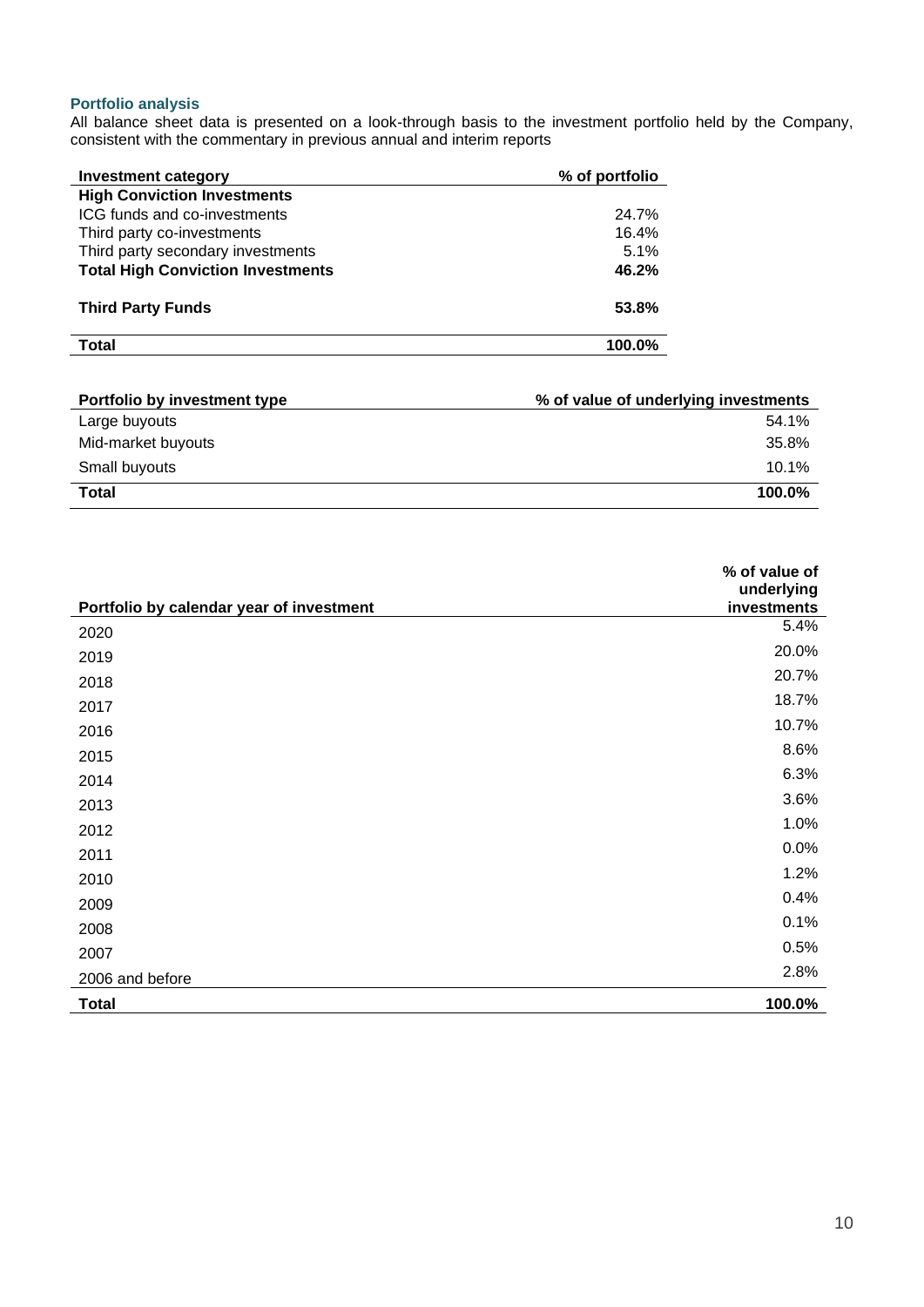### Portfolio analysis

All balance sheet data is presented on a look-through basis to the investment portfolio held by the Company, consistent with the commentary in previous annual and interim reports

| Investment category | % of portfolio |
|---|---|
| **High Conviction Investments** | |
| ICG funds and co-investments | 24.7% |
| Third party co-investments | 16.4% |
| Third party secondary investments | 5.1% |
| **Total High Conviction Investments** | **46.2%** |
| **Third Party Funds** | **53.8%** |
| **Total** | **100.0%** |

| Portfolio by investment type | % of value of underlying investments |
|---|---|
| Large buyouts | 54.1% |
| Mid-market buyouts | 35.8% |
| Small buyouts | 10.1% |
| **Total** | **100.0%** |

| Portfolio by calendar year of investment | % of value of underlying investments |
|---|---|
| 2020 | 5.4% |
| 2019 | 20.0% |
| 2018 | 20.7% |
| 2017 | 18.7% |
| 2016 | 10.7% |
| 2015 | 8.6% |
| 2014 | 6.3% |
| 2013 | 3.6% |
| 2012 | 1.0% |
| 2011 | 0.0% |
| 2010 | 1.2% |
| 2009 | 0.4% |
| 2008 | 0.1% |
| 2007 | 0.5% |
| 2006 and before | 2.8% |
| **Total** | **100.0%** |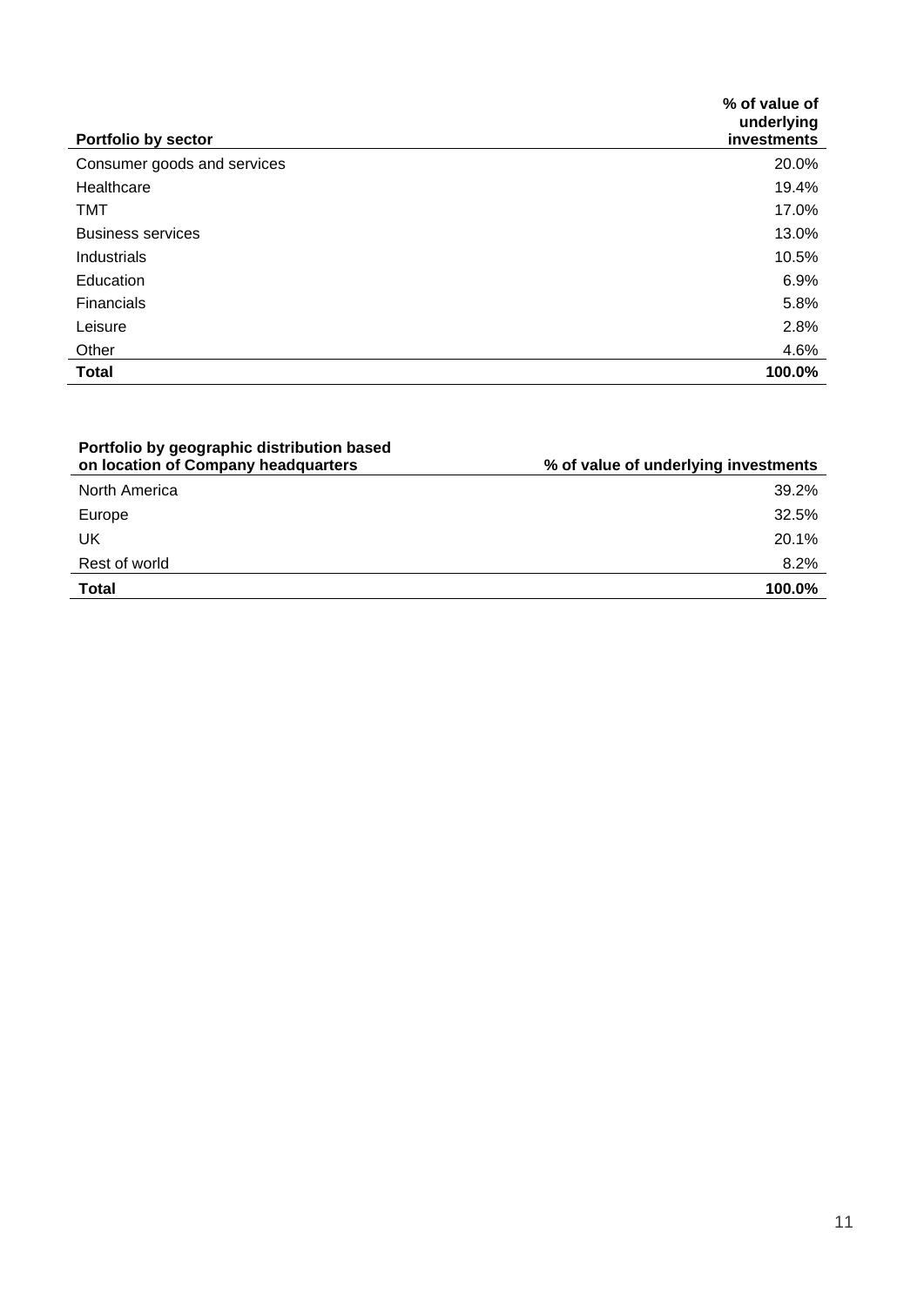| Portfolio by sector | % of value of underlying investments |
|---|---|
| Consumer goods and services | 20.0% |
| Healthcare | 19.4% |
| TMT | 17.0% |
| Business services | 13.0% |
| Industrials | 10.5% |
| Education | 6.9% |
| Financials | 5.8% |
| Leisure | 2.8% |
| Other | 4.6% |
| **Total** | **100.0%** |

| Portfolio by geographic distribution based on location of Company headquarters | % of value of underlying investments |
|---|---|
| North America | 39.2% |
| Europe | 32.5% |
| UK | 20.1% |
| Rest of world | 8.2% |
| **Total** | **100.0%** |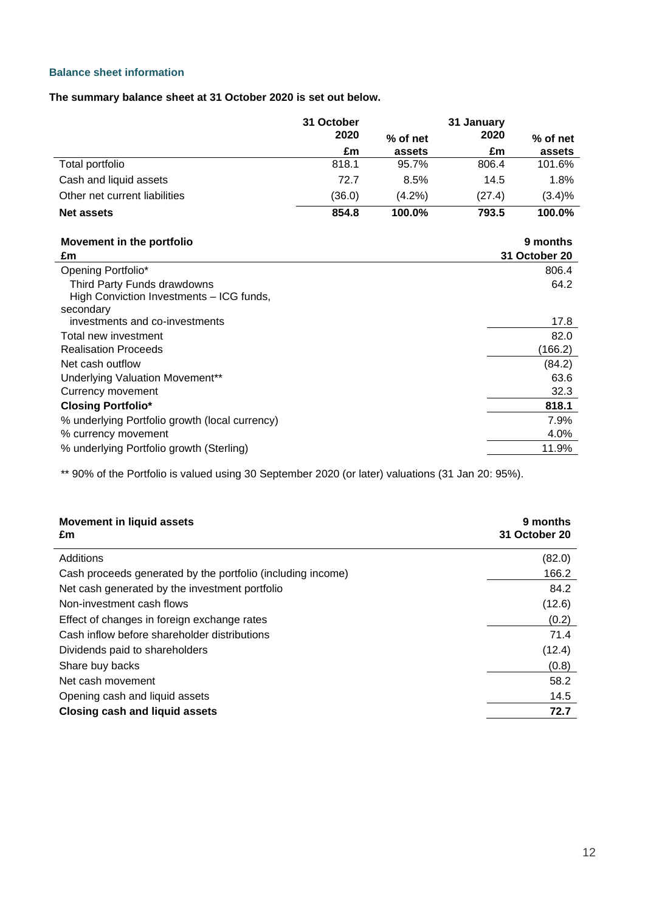### Balance sheet information

**The summary balance sheet at 31 October 2020 is set out below.**

| | 31 October 2020 £m | % of net assets | 31 January 2020 £m | % of net assets |
|---|---|---|---|---|
| Total portfolio | 818.1 | 95.7% | 806.4 | 101.6% |
| Cash and liquid assets | 72.7 | 8.5% | 14.5 | 1.8% |
| Other net current liabilities | (36.0) | (4.2%) | (27.4) | (3.4)% |
| **Net assets** | **854.8** | **100.0%** | **793.5** | **100.0%** |

| **Movement in the portfolio** £m | **9 months 31 October 20** |
|---|---|
| Opening Portfolio* | 806.4 |
| Third Party Funds drawdowns | 64.2 |
| High Conviction Investments – ICG funds, secondary investments and co-investments | 17.8 |
| Total new investment | 82.0 |
| Realisation Proceeds | (166.2) |
| Net cash outflow | (84.2) |
| Underlying Valuation Movement** | 63.6 |
| Currency movement | 32.3 |
| **Closing Portfolio*** | **818.1** |
| % underlying Portfolio growth (local currency) | 7.9% |
| % currency movement | 4.0% |
| % underlying Portfolio growth (Sterling) | 11.9% |

** 90% of the Portfolio is valued using 30 September 2020 (or later) valuations (31 Jan 20: 95%).

| **Movement in liquid assets** £m | **9 months 31 October 20** |
|---|---|
| Additions | (82.0) |
| Cash proceeds generated by the portfolio (including income) | 166.2 |
| Net cash generated by the investment portfolio | 84.2 |
| Non-investment cash flows | (12.6) |
| Effect of changes in foreign exchange rates | (0.2) |
| Cash inflow before shareholder distributions | 71.4 |
| Dividends paid to shareholders | (12.4) |
| Share buy backs | (0.8) |
| Net cash movement | 58.2 |
| Opening cash and liquid assets | 14.5 |
| **Closing cash and liquid assets** | **72.7** |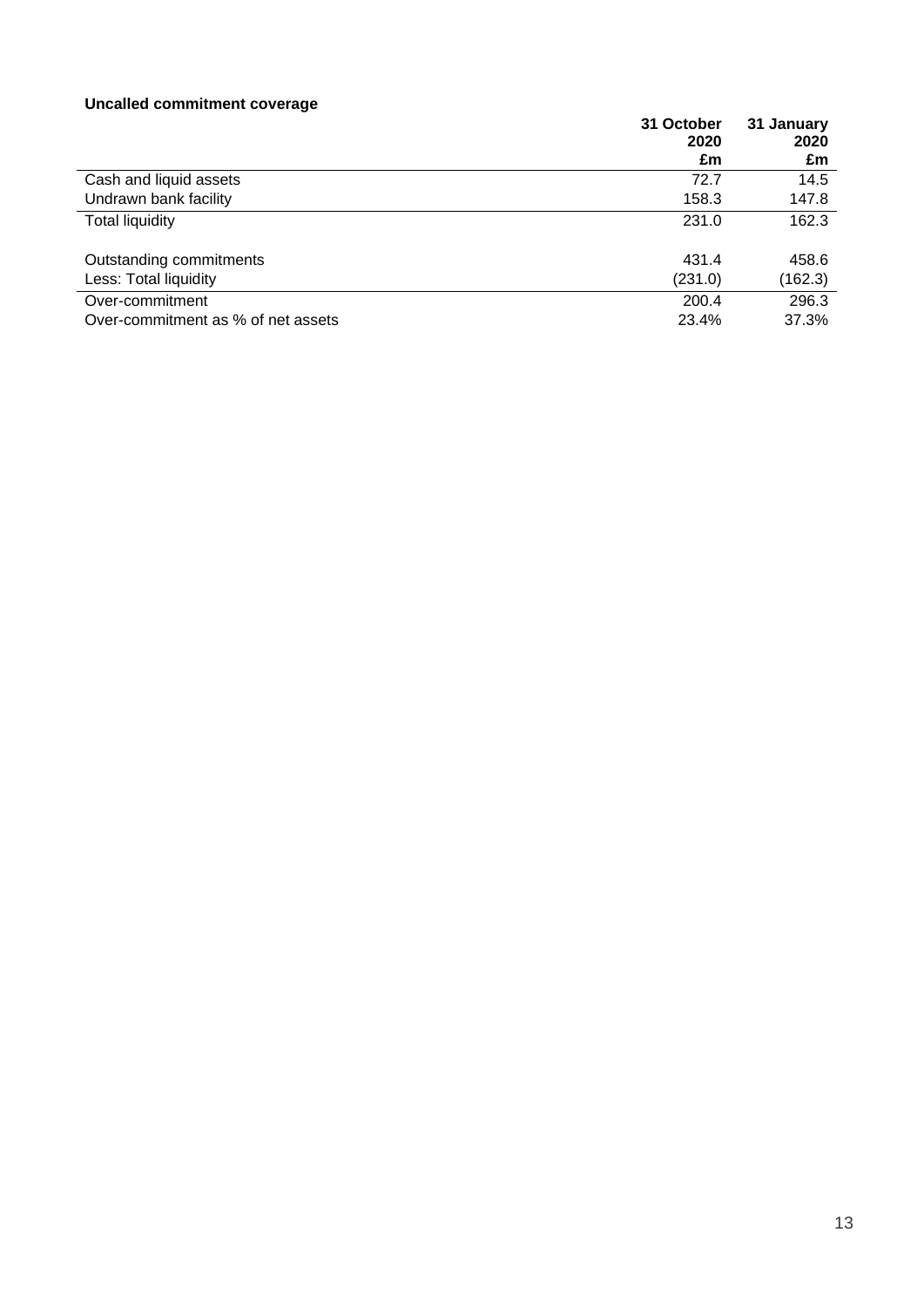**Uncalled commitment coverage**

| | 31 October 2020 £m | 31 January 2020 £m |
|---|---|---|
| Cash and liquid assets | 72.7 | 14.5 |
| Undrawn bank facility | 158.3 | 147.8 |
| Total liquidity | 231.0 | 162.3 |
| | | |
| Outstanding commitments | 431.4 | 458.6 |
| Less: Total liquidity | (231.0) | (162.3) |
| Over-commitment | 200.4 | 296.3 |
| Over-commitment as % of net assets | 23.4% | 37.3% |